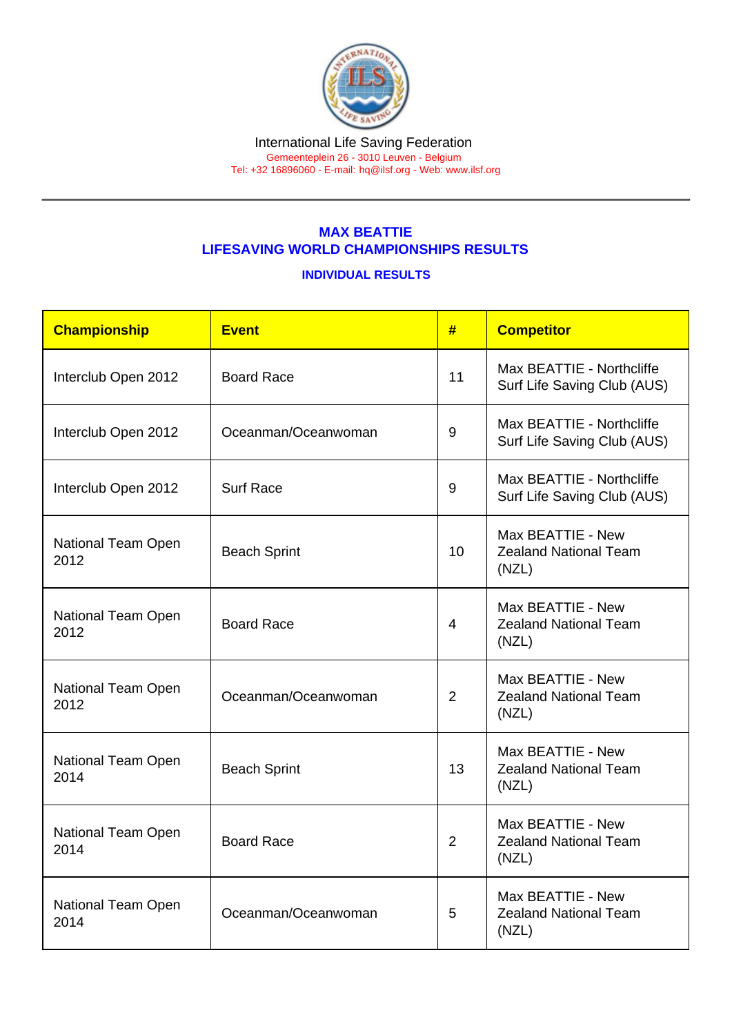International Life Saving Federation
Gemeenteplein 26 - 3010 Leuven - Belgium
Tel: +32 16896060 - E-mail: hq@ilsf.org - Web: www.ilsf.org

## MAX BEATTIE
## LIFESAVING WORLD CHAMPIONSHIPS RESULTS

### INDIVIDUAL RESULTS

| Championship | Event | # | Competitor |
|---|---|---|---|
| Interclub Open 2012 | Board Race | 11 | Max BEATTIE - Northcliffe Surf Life Saving Club (AUS) |
| Interclub Open 2012 | Oceanman/Oceanwoman | 9 | Max BEATTIE - Northcliffe Surf Life Saving Club (AUS) |
| Interclub Open 2012 | Surf Race | 9 | Max BEATTIE - Northcliffe Surf Life Saving Club (AUS) |
| National Team Open 2012 | Beach Sprint | 10 | Max BEATTIE - New Zealand National Team (NZL) |
| National Team Open 2012 | Board Race | 4 | Max BEATTIE - New Zealand National Team (NZL) |
| National Team Open 2012 | Oceanman/Oceanwoman | 2 | Max BEATTIE - New Zealand National Team (NZL) |
| National Team Open 2014 | Beach Sprint | 13 | Max BEATTIE - New Zealand National Team (NZL) |
| National Team Open 2014 | Board Race | 2 | Max BEATTIE - New Zealand National Team (NZL) |
| National Team Open 2014 | Oceanman/Oceanwoman | 5 | Max BEATTIE - New Zealand National Team (NZL) |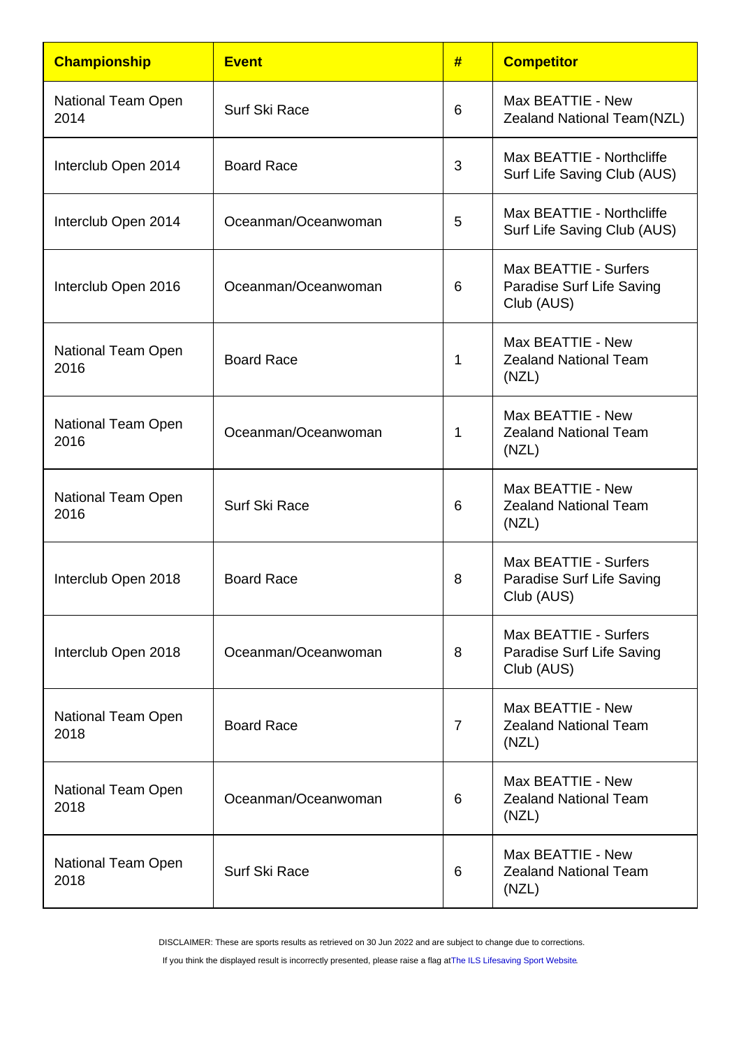| Championship | Event | # | Competitor |
| --- | --- | --- | --- |
| National Team Open 2014 | Surf Ski Race | 6 | Max BEATTIE - New Zealand National Team(NZL) |
| Interclub Open 2014 | Board Race | 3 | Max BEATTIE - Northcliffe Surf Life Saving Club (AUS) |
| Interclub Open 2014 | Oceanman/Oceanwoman | 5 | Max BEATTIE - Northcliffe Surf Life Saving Club (AUS) |
| Interclub Open 2016 | Oceanman/Oceanwoman | 6 | Max BEATTIE - Surfers Paradise Surf Life Saving Club (AUS) |
| National Team Open 2016 | Board Race | 1 | Max BEATTIE - New Zealand National Team (NZL) |
| National Team Open 2016 | Oceanman/Oceanwoman | 1 | Max BEATTIE - New Zealand National Team (NZL) |
| National Team Open 2016 | Surf Ski Race | 6 | Max BEATTIE - New Zealand National Team (NZL) |
| Interclub Open 2018 | Board Race | 8 | Max BEATTIE - Surfers Paradise Surf Life Saving Club (AUS) |
| Interclub Open 2018 | Oceanman/Oceanwoman | 8 | Max BEATTIE - Surfers Paradise Surf Life Saving Club (AUS) |
| National Team Open 2018 | Board Race | 7 | Max BEATTIE - New Zealand National Team (NZL) |
| National Team Open 2018 | Oceanman/Oceanwoman | 6 | Max BEATTIE - New Zealand National Team (NZL) |
| National Team Open 2018 | Surf Ski Race | 6 | Max BEATTIE - New Zealand National Team (NZL) |

DISCLAIMER: These are sports results as retrieved on 30 Jun 2022 and are subject to change due to corrections.

If you think the displayed result is incorrectly presented, please raise a flag at The ILS Lifesaving Sport Website.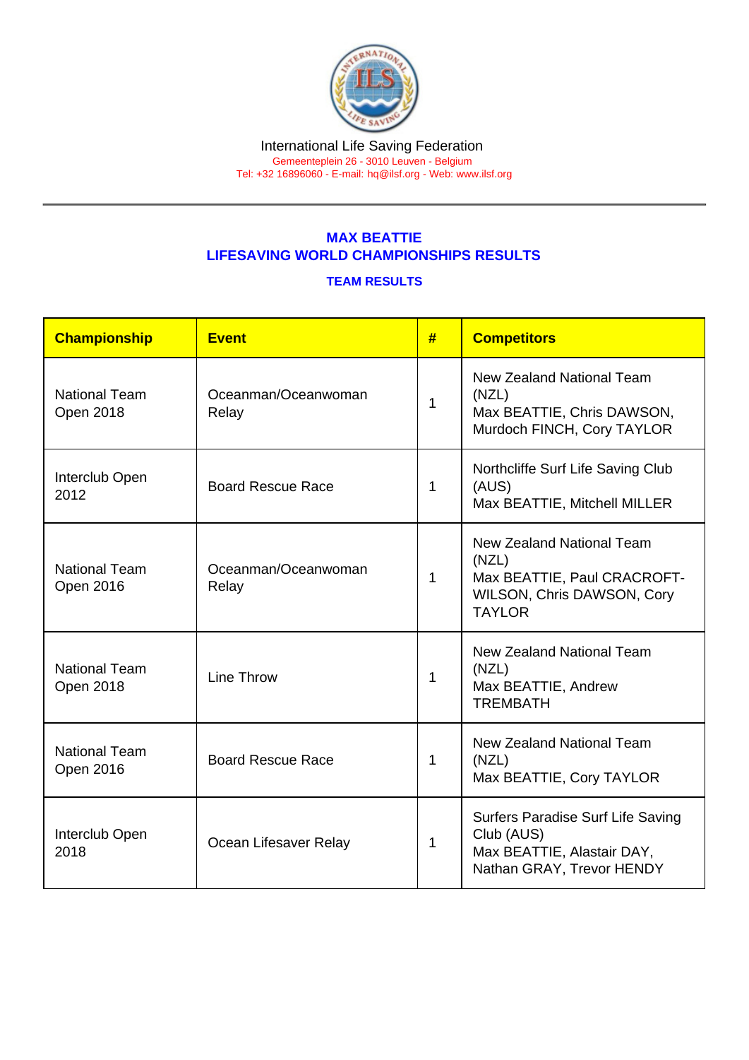International Life Saving Federation
Gemeenteplein 26 - 3010 Leuven - Belgium
Tel: +32 16896060 - E-mail: hq@ilsf.org - Web: www.ilsf.org

## MAX BEATTIE
## LIFESAVING WORLD CHAMPIONSHIPS RESULTS

### TEAM RESULTS

| Championship | Event | # | Competitors |
|---|---|---|---|
| National Team Open 2018 | Oceanman/Oceanwoman Relay | 1 | New Zealand National Team (NZL) Max BEATTIE, Chris DAWSON, Murdoch FINCH, Cory TAYLOR |
| Interclub Open 2012 | Board Rescue Race | 1 | Northcliffe Surf Life Saving Club (AUS) Max BEATTIE, Mitchell MILLER |
| National Team Open 2016 | Oceanman/Oceanwoman Relay | 1 | New Zealand National Team (NZL) Max BEATTIE, Paul CRACROFT-WILSON, Chris DAWSON, Cory TAYLOR |
| National Team Open 2018 | Line Throw | 1 | New Zealand National Team (NZL) Max BEATTIE, Andrew TREMBATH |
| National Team Open 2016 | Board Rescue Race | 1 | New Zealand National Team (NZL) Max BEATTIE, Cory TAYLOR |
| Interclub Open 2018 | Ocean Lifesaver Relay | 1 | Surfers Paradise Surf Life Saving Club (AUS) Max BEATTIE, Alastair DAY, Nathan GRAY, Trevor HENDY |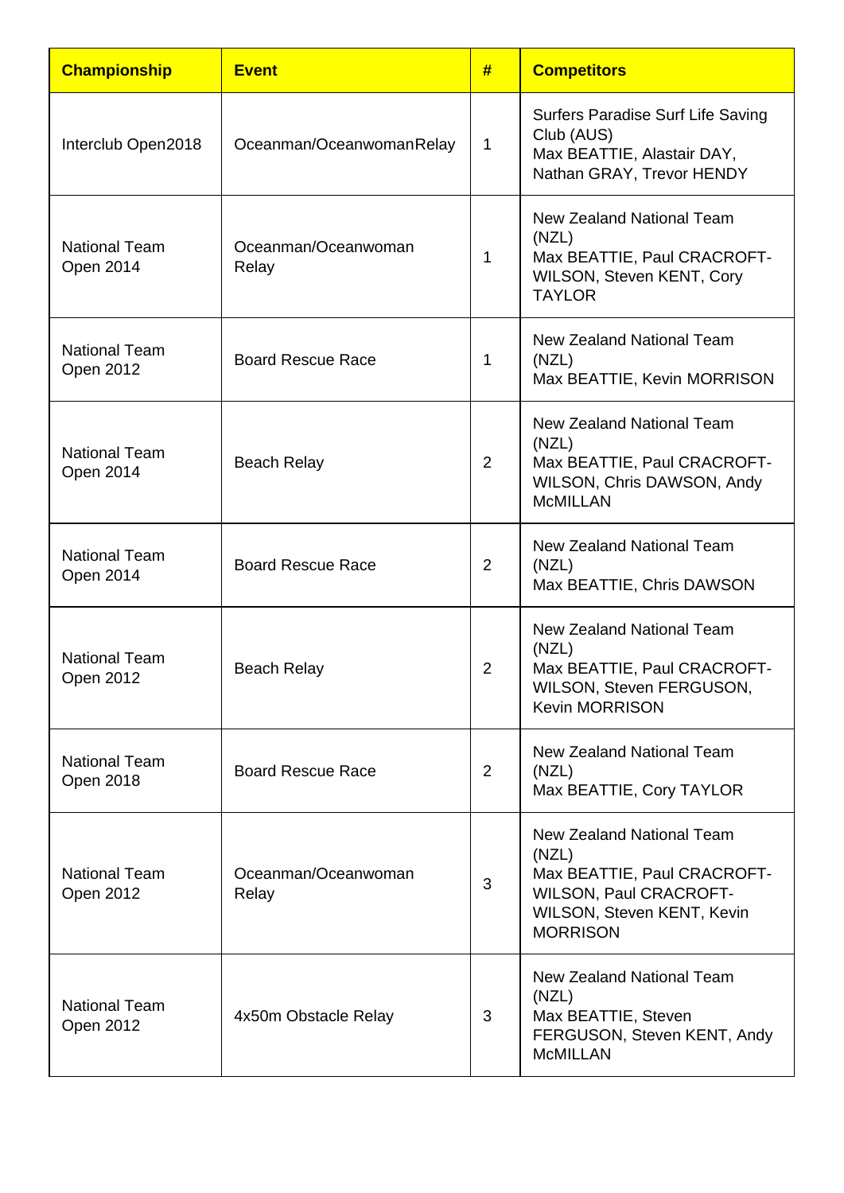| Championship | Event | # | Competitors |
| --- | --- | --- | --- |
| Interclub Open2018 | Oceanman/OceanwomanRelay | 1 | Surfers Paradise Surf Life Saving Club (AUS) Max BEATTIE, Alastair DAY, Nathan GRAY, Trevor HENDY |
| National Team Open 2014 | Oceanman/Oceanwoman Relay | 1 | New Zealand National Team (NZL) Max BEATTIE, Paul CRACROFT-WILSON, Steven KENT, Cory TAYLOR |
| National Team Open 2012 | Board Rescue Race | 1 | New Zealand National Team (NZL) Max BEATTIE, Kevin MORRISON |
| National Team Open 2014 | Beach Relay | 2 | New Zealand National Team (NZL) Max BEATTIE, Paul CRACROFT-WILSON, Chris DAWSON, Andy McMILLAN |
| National Team Open 2014 | Board Rescue Race | 2 | New Zealand National Team (NZL) Max BEATTIE, Chris DAWSON |
| National Team Open 2012 | Beach Relay | 2 | New Zealand National Team (NZL) Max BEATTIE, Paul CRACROFT-WILSON, Steven FERGUSON, Kevin MORRISON |
| National Team Open 2018 | Board Rescue Race | 2 | New Zealand National Team (NZL) Max BEATTIE, Cory TAYLOR |
| National Team Open 2012 | Oceanman/Oceanwoman Relay | 3 | New Zealand National Team (NZL) Max BEATTIE, Paul CRACROFT-WILSON, Paul CRACROFT-WILSON, Steven KENT, Kevin MORRISON |
| National Team Open 2012 | 4x50m Obstacle Relay | 3 | New Zealand National Team (NZL) Max BEATTIE, Steven FERGUSON, Steven KENT, Andy McMILLAN |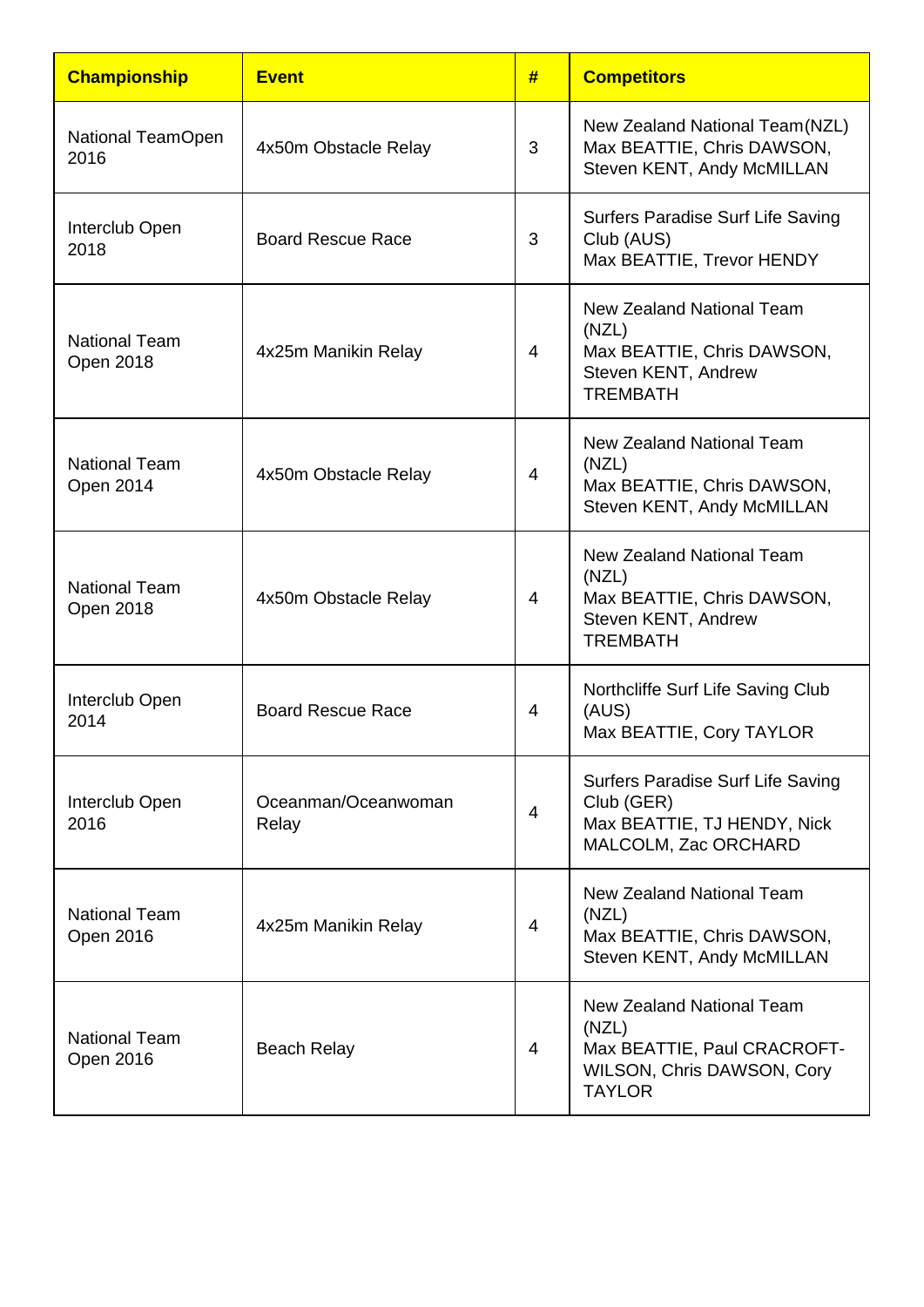| Championship | Event | # | Competitors |
|---|---|---|---|
| National TeamOpen 2016 | 4x50m Obstacle Relay | 3 | New Zealand National Team(NZL) Max BEATTIE, Chris DAWSON, Steven KENT, Andy McMILLAN |
| Interclub Open 2018 | Board Rescue Race | 3 | Surfers Paradise Surf Life Saving Club (AUS) Max BEATTIE, Trevor HENDY |
| National Team Open 2018 | 4x25m Manikin Relay | 4 | New Zealand National Team (NZL) Max BEATTIE, Chris DAWSON, Steven KENT, Andrew TREMBATH |
| National Team Open 2014 | 4x50m Obstacle Relay | 4 | New Zealand National Team (NZL) Max BEATTIE, Chris DAWSON, Steven KENT, Andy McMILLAN |
| National Team Open 2018 | 4x50m Obstacle Relay | 4 | New Zealand National Team (NZL) Max BEATTIE, Chris DAWSON, Steven KENT, Andrew TREMBATH |
| Interclub Open 2014 | Board Rescue Race | 4 | Northcliffe Surf Life Saving Club (AUS) Max BEATTIE, Cory TAYLOR |
| Interclub Open 2016 | Oceanman/Oceanwoman Relay | 4 | Surfers Paradise Surf Life Saving Club (GER) Max BEATTIE, TJ HENDY, Nick MALCOLM, Zac ORCHARD |
| National Team Open 2016 | 4x25m Manikin Relay | 4 | New Zealand National Team (NZL) Max BEATTIE, Chris DAWSON, Steven KENT, Andy McMILLAN |
| National Team Open 2016 | Beach Relay | 4 | New Zealand National Team (NZL) Max BEATTIE, Paul CRACROFT-WILSON, Chris DAWSON, Cory TAYLOR |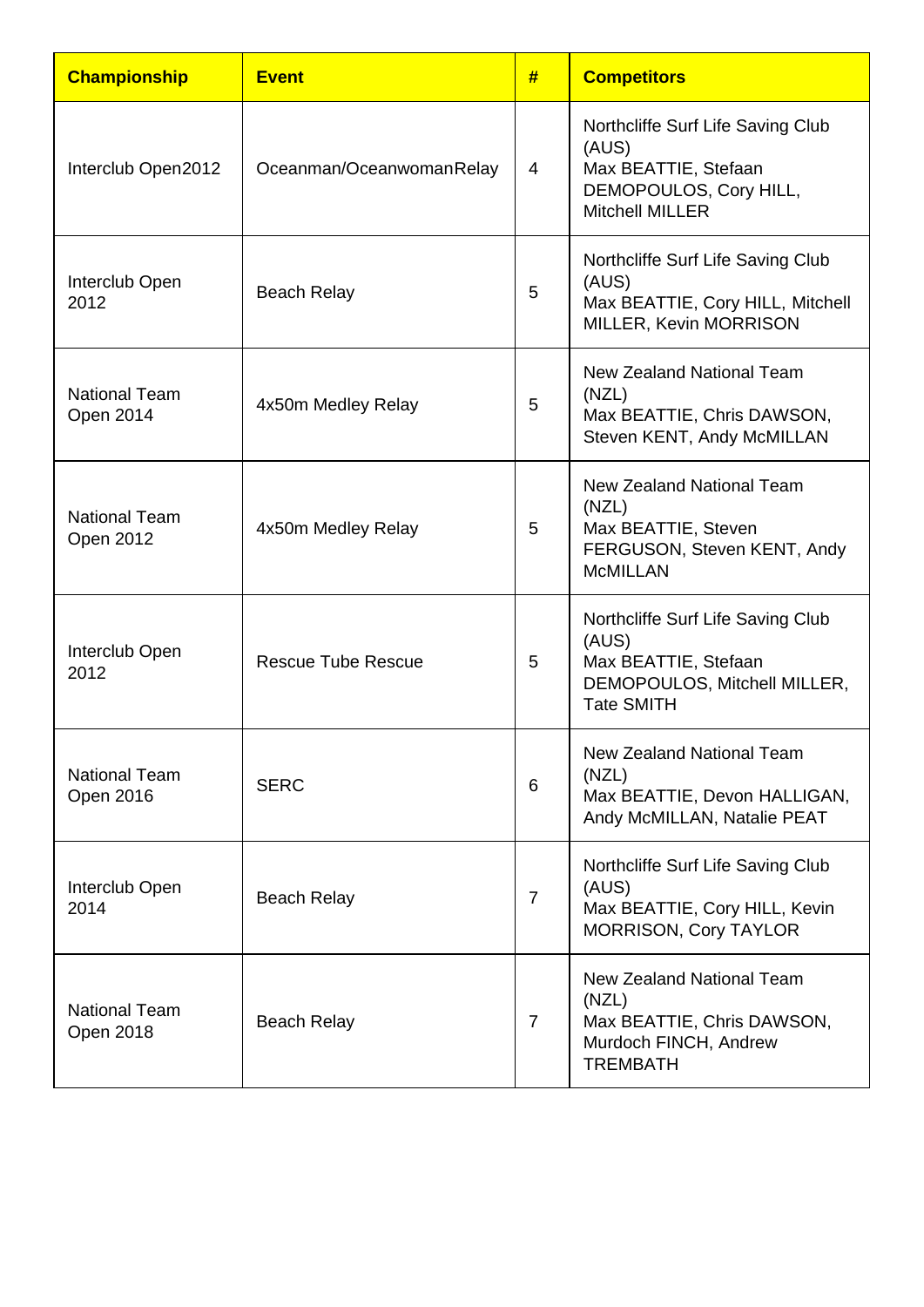| Championship | Event | # | Competitors |
|---|---|---|---|
| Interclub Open2012 | Oceanman/OceanwomanRelay | 4 | Northcliffe Surf Life Saving Club (AUS) Max BEATTIE, Stefaan DEMOPOULOS, Cory HILL, Mitchell MILLER |
| Interclub Open 2012 | Beach Relay | 5 | Northcliffe Surf Life Saving Club (AUS) Max BEATTIE, Cory HILL, Mitchell MILLER, Kevin MORRISON |
| National Team Open 2014 | 4x50m Medley Relay | 5 | New Zealand National Team (NZL) Max BEATTIE, Chris DAWSON, Steven KENT, Andy McMILLAN |
| National Team Open 2012 | 4x50m Medley Relay | 5 | New Zealand National Team (NZL) Max BEATTIE, Steven FERGUSON, Steven KENT, Andy McMILLAN |
| Interclub Open 2012 | Rescue Tube Rescue | 5 | Northcliffe Surf Life Saving Club (AUS) Max BEATTIE, Stefaan DEMOPOULOS, Mitchell MILLER, Tate SMITH |
| National Team Open 2016 | SERC | 6 | New Zealand National Team (NZL) Max BEATTIE, Devon HALLIGAN, Andy McMILLAN, Natalie PEAT |
| Interclub Open 2014 | Beach Relay | 7 | Northcliffe Surf Life Saving Club (AUS) Max BEATTIE, Cory HILL, Kevin MORRISON, Cory TAYLOR |
| National Team Open 2018 | Beach Relay | 7 | New Zealand National Team (NZL) Max BEATTIE, Chris DAWSON, Murdoch FINCH, Andrew TREMBATH |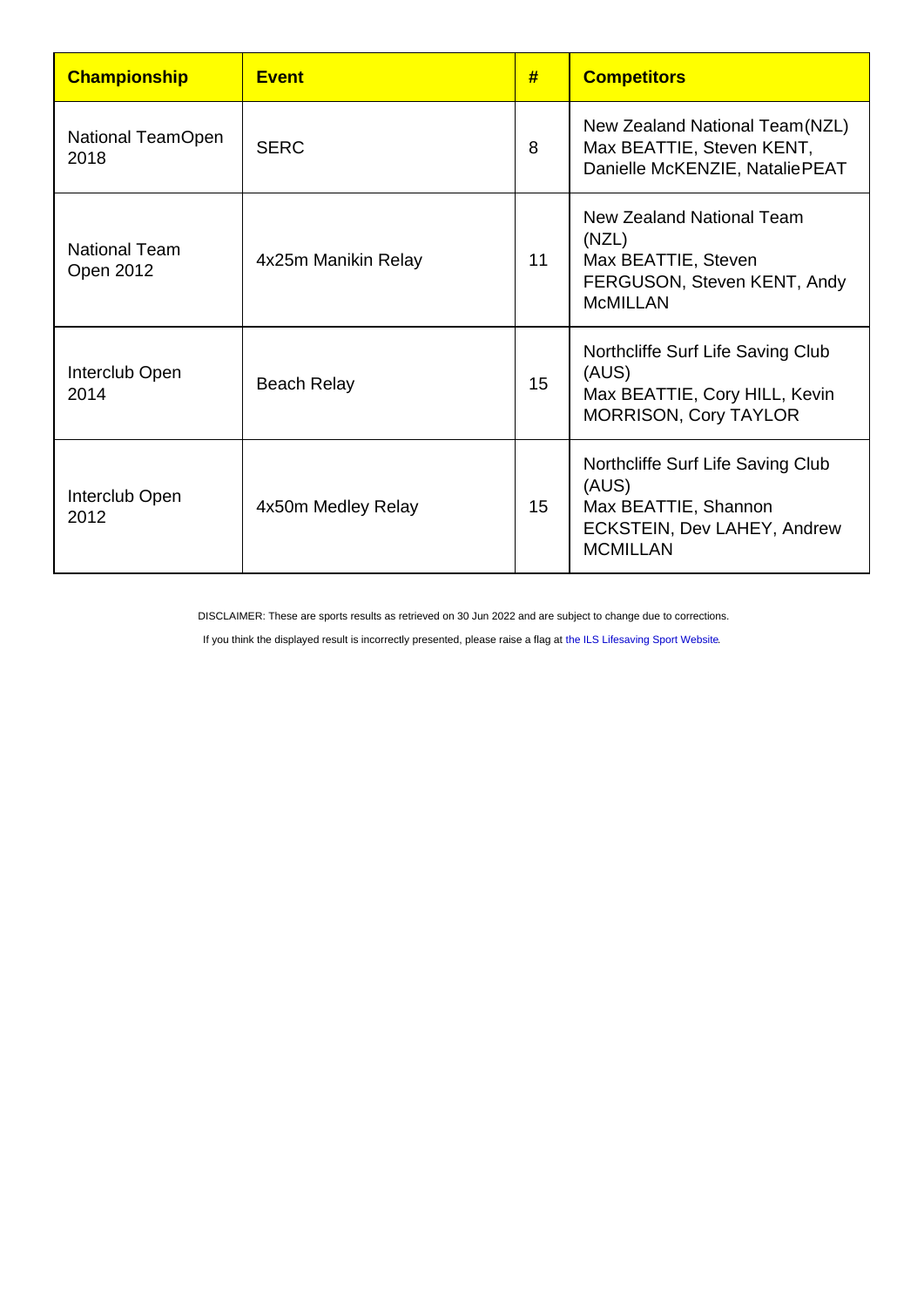| Championship | Event | # | Competitors |
|---|---|---|---|
| National TeamOpen 2018 | SERC | 8 | New Zealand National Team(NZL) Max BEATTIE, Steven KENT, Danielle McKENZIE, NataliePEAT |
| National Team Open 2012 | 4x25m Manikin Relay | 11 | New Zealand National Team (NZL) Max BEATTIE, Steven FERGUSON, Steven KENT, Andy McMILLAN |
| Interclub Open 2014 | Beach Relay | 15 | Northcliffe Surf Life Saving Club (AUS) Max BEATTIE, Cory HILL, Kevin MORRISON, Cory TAYLOR |
| Interclub Open 2012 | 4x50m Medley Relay | 15 | Northcliffe Surf Life Saving Club (AUS) Max BEATTIE, Shannon ECKSTEIN, Dev LAHEY, Andrew MCMILLAN |

DISCLAIMER: These are sports results as retrieved on 30 Jun 2022 and are subject to change due to corrections.

If you think the displayed result is incorrectly presented, please raise a flag at the ILS Lifesaving Sport Website.